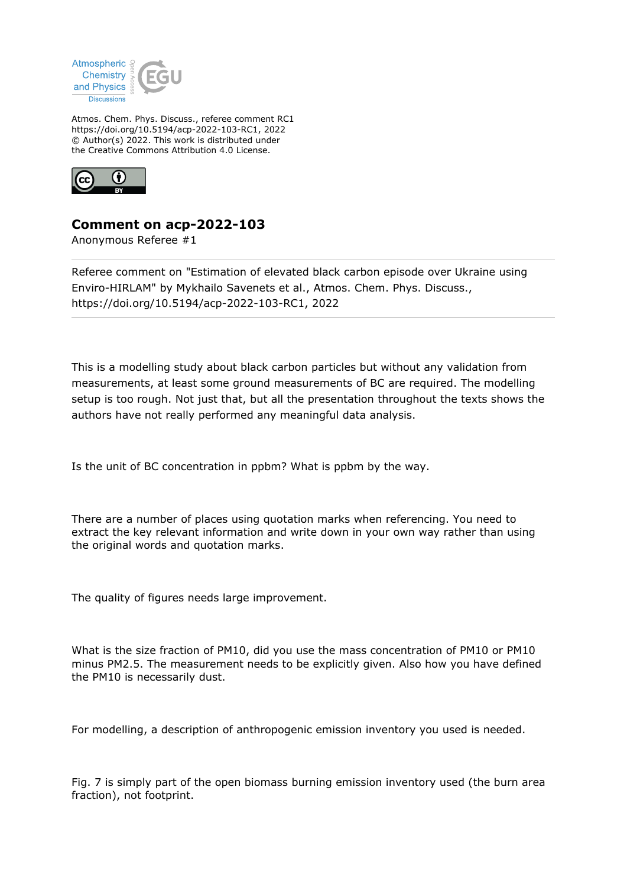Atmos. Chem. Phys. Discuss., referee comment RC1
https://doi.org/10.5194/acp-2022-103-RC1, 2022
© Author(s) 2022. This work is distributed under
the Creative Commons Attribution 4.0 License.

# Comment on acp-2022-103

Anonymous Referee #1

---

Referee comment on "Estimation of elevated black carbon episode over Ukraine using Enviro-HIRLAM" by Mykhailo Savenets et al., Atmos. Chem. Phys. Discuss., https://doi.org/10.5194/acp-2022-103-RC1, 2022

---

This is a modelling study about black carbon particles but without any validation from measurements, at least some ground measurements of BC are required. The modelling setup is too rough. Not just that, but all the presentation throughout the texts shows the authors have not really performed any meaningful data analysis.

Is the unit of BC concentration in ppbm? What is ppbm by the way.

There are a number of places using quotation marks when referencing. You need to extract the key relevant information and write down in your own way rather than using the original words and quotation marks.

The quality of figures needs large improvement.

What is the size fraction of PM10, did you use the mass concentration of PM10 or PM10 minus PM2.5. The measurement needs to be explicitly given. Also how you have defined the PM10 is necessarily dust.

For modelling, a description of anthropogenic emission inventory you used is needed.

Fig. 7 is simply part of the open biomass burning emission inventory used (the burn area fraction), not footprint.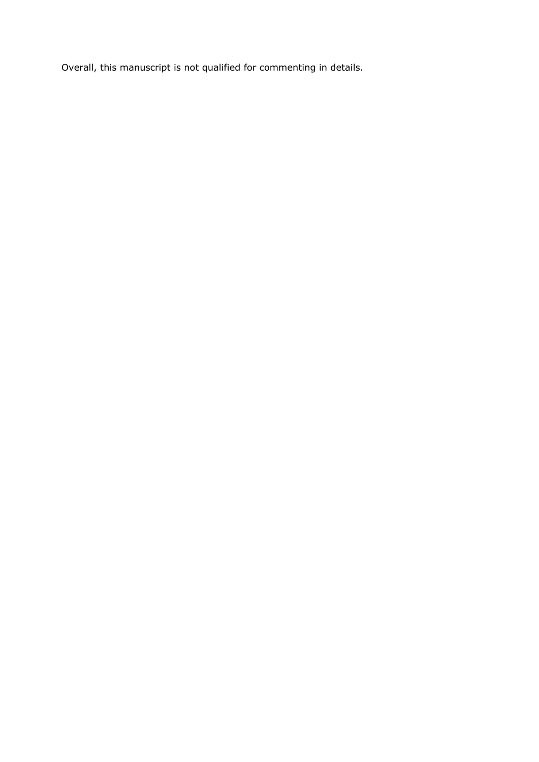Overall, this manuscript is not qualified for commenting in details.